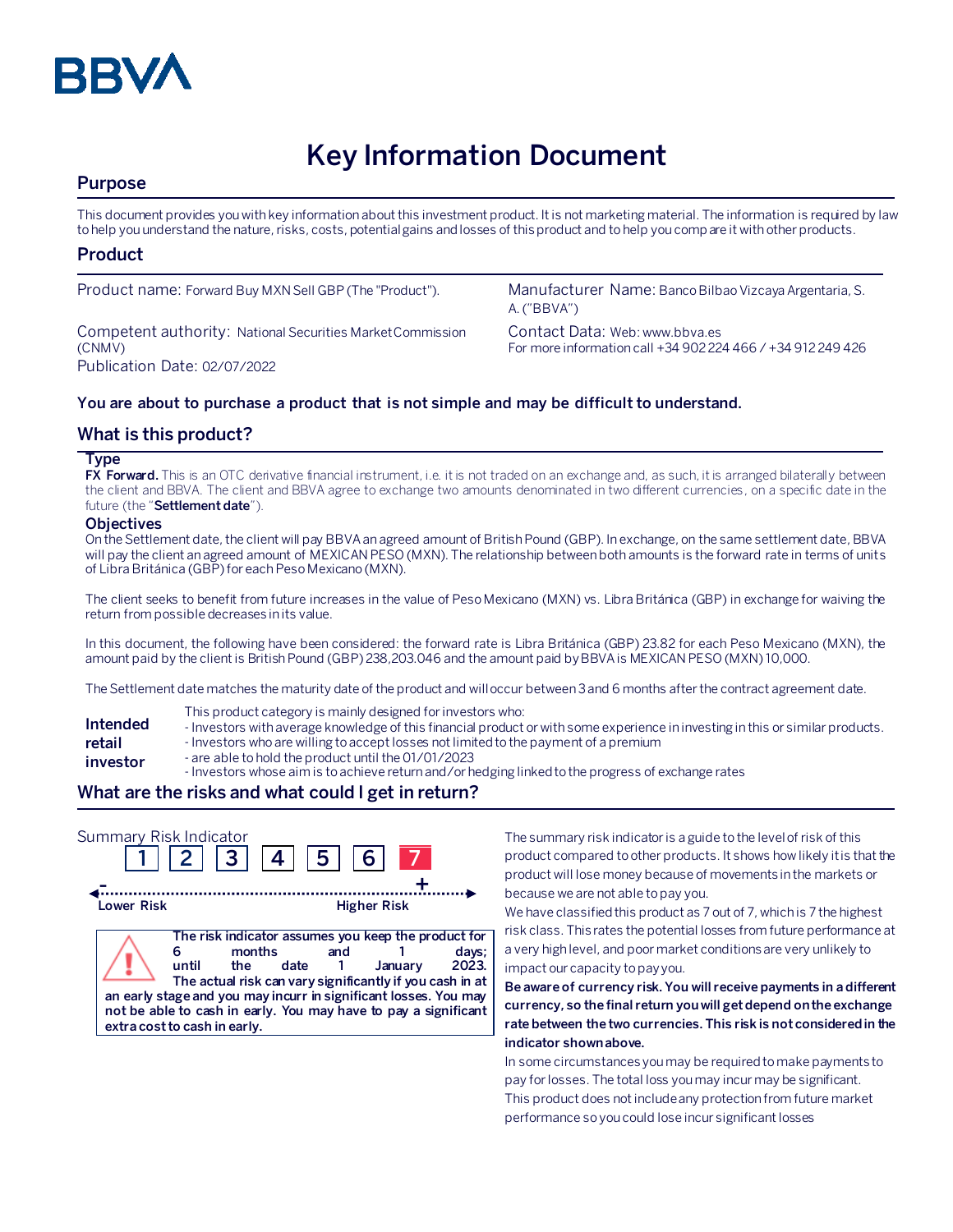BBVA

# Key Information Document

## Purpose

This document provides you with key information about this investment product. It is not marketing material. The information is required by law to help you understand the nature, risks, costs, potential gains and losses of this product and to help you compare it with other products.

## Product

Product name: Forward Buy MXN Sell GBP (The "Product").

Competent authority: National Securities Market Commission (CNMV)

Publication Date: 02/07/2022

Manufacturer Name: Banco Bilbao Vizcaya Argentaria, S. A. ("BBVA")

Contact Data: Web: www.bbva.es
For more information call +34 902 224 466 / +34 912 249 426

**You are about to purchase a product that is not simple and may be difficult to understand.**

## What is this product?

### Type

**FX Forward.** This is an OTC derivative financial instrument, i.e. it is not traded on an exchange and, as such, it is arranged bilaterally between the client and BBVA. The client and BBVA agree to exchange two amounts denominated in two different currencies, on a specific date in the future (the "**Settlement date**").

### Objectives

On the Settlement date, the client will pay BBVA an agreed amount of British Pound (GBP). In exchange, on the same settlement date, BBVA will pay the client an agreed amount of MEXICAN PESO (MXN). The relationship between both amounts is the forward rate in terms of units of Libra Británica (GBP) for each Peso Mexicano (MXN).

The client seeks to benefit from future increases in the value of Peso Mexicano (MXN) vs. Libra Británica (GBP) in exchange for waiving the return from possible decreases in its value.

In this document, the following have been considered: the forward rate is Libra Británica (GBP) 23.82 for each Peso Mexicano (MXN), the amount paid by the client is British Pound (GBP) 238,203.046 and the amount paid by BBVA is MEXICAN PESO (MXN) 10,000.

The Settlement date matches the maturity date of the product and will occur between 3 and 6 months after the contract agreement date.

**Intended retail investor**

This product category is mainly designed for investors who:
- Investors with average knowledge of this financial product or with some experience in investing in this or similar products.
- Investors who are willing to accept losses not limited to the payment of a premium
- are able to hold the product until the 01/01/2023
- Investors whose aim is to achieve return and/or hedging linked to the progress of exchange rates

## What are the risks and what could I get in return?

Summary Risk Indicator

1 2 3 4 5 6 **7**

Lower Risk — Higher Risk

**The risk indicator assumes you keep the product for 6 months and 1 days; until the date 1 January 2023. The actual risk can vary significantly if you cash in at an early stage and you may incurr in significant losses. You may not be able to cash in early. You may have to pay a significant extra cost to cash in early.**

The summary risk indicator is a guide to the level of risk of this product compared to other products. It shows how likely it is that the product will lose money because of movements in the markets or because we are not able to pay you.

We have classified this product as 7 out of 7, which is 7 the highest risk class. This rates the potential losses from future performance at a very high level, and poor market conditions are very unlikely to impact our capacity to pay you.

**Be aware of currency risk. You will receive payments in a different currency, so the final return you will get depend on the exchange rate between the two currencies. This risk is not considered in the indicator shown above.**

In some circumstances you may be required to make payments to pay for losses. The total loss you may incur may be significant. This product does not include any protection from future market performance so you could lose incur significant losses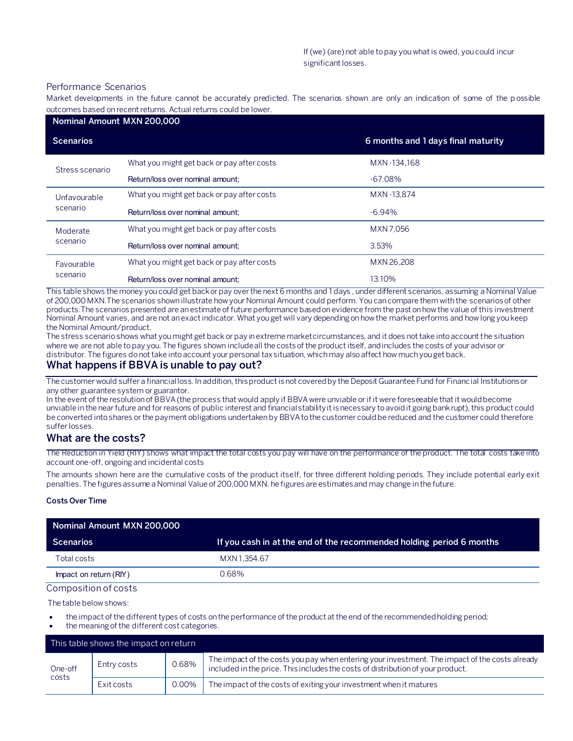If (we) (are) not able to pay you what is owed, you could incur significant losses.

## Performance Scenarios

Market developments in the future cannot be accurately predicted. The scenarios shown are only an indication of some of the possible outcomes based on recent returns. Actual returns could be lower.

| Nominal Amount MXN 200,000 | | |
|---|---|---|
| **Scenarios** | | **6 months and 1 days final maturity** |
| Stress scenario | What you might get back or pay after costs | MXN -134,168 |
| | Return/loss over nominal amount; | -67.08% |
| Unfavourable scenario | What you might get back or pay after costs | MXN -13,874 |
| | Return/loss over nominal amount; | -6.94% |
| Moderate scenario | What you might get back or pay after costs | MXN 7,056 |
| | Return/loss over nominal amount; | 3.53% |
| Favourable scenario | What you might get back or pay after costs | MXN 26,208 |
| | Return/loss over nominal amount; | 13.10% |

This table shows the money you could get back or pay over the next 6 months and 1 days , under different scenarios, assuming a Nominal Value of 200,000 MXN.The scenarios shown illustrate how your Nominal Amount could perform. You can compare them with the scenarios of other products.The scenarios presented are an estimate of future performance based on evidence from the past on how the value of this investment Nominal Amount varies, and are not an exact indicator. What you get will vary depending on how the market performs and how long you keep the Nominal Amount/product.

The stress scenario shows what you might get back or pay in extreme market circumstances, and it does not take into account the situation where we are not able to pay you. The figures shown include all the costs of the product itself, and includes the costs of your advisor or distributor. The figures do not take into account your personal tax situation, which may also affect how much you get back.

## What happens if BBVA is unable to pay out?

The customer would suffer a financial loss. In addition, this product is not covered by the Deposit Guarantee Fund for Financial Institutions or any other guarantee system or guarantor.

In the event of the resolution of BBVA (the process that would apply if BBVA were unviable or if it were foreseeable that it would become unviable in the near future and for reasons of public interest and financial stability it is necessary to avoid it going bankrupt), this product could be converted into shares or the payment obligations undertaken by BBVA to the customer could be reduced and the customer could therefore suffer losses.

## What are the costs?

The Reduction in Yield (RIY) shows what impact the total costs you pay will have on the performance of the product. The total costs take into account one-off, ongoing and incidental costs

The amounts shown here are the cumulative costs of the product itself, for three different holding periods. They include potential early exit penalties. The figures assume a Nominal Value of 200,000 MXN. he figures are estimates and may change in the future.

**Costs Over Time**

| Nominal Amount MXN 200,000 | |
|---|---|
| **Scenarios** | **If you cash in at the end of the recommended holding period 6 months** |
| Total costs | MXN 1,354.67 |
| Impact on return (RIY) | 0.68% |

### Composition of costs

The table below shows:

- the impact of the different types of costs on the performance of the product at the end of the recommended holding period;
- the meaning of the different cost categories.

| This table shows the impact on return | | | |
|---|---|---|---|
| One-off costs | Entry costs | 0.68% | The impact of the costs you pay when entering your investment. The impact of the costs already included in the price. This includes the costs of distribution of your product. |
| | Exit costs | 0.00% | The impact of the costs of exiting your investment when it matures |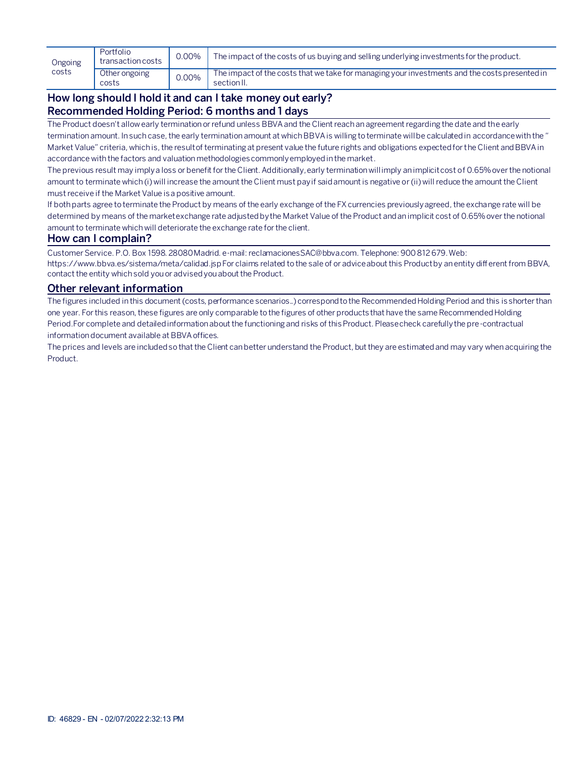| | | | |
|---|---|---|---|
| Ongoing costs | Portfolio transaction costs | 0.00% | The impact of the costs of us buying and selling underlying investments for the product. |
| | Other ongoing costs | 0.00% | The impact of the costs that we take for managing your investments and the costs presented in section II. |

## How long should I hold it and can I take money out early?

## Recommended Holding Period: 6 months and 1 days

The Product doesn't allow early termination or refund unless BBVA and the Client reach an agreement regarding the date and the early termination amount. In such case, the early termination amount at which BBVA is willing to terminate will be calculated in accordance with the " Market Value" criteria, which is, the result of terminating at present value the future rights and obligations expected for the Client and BBVA in accordance with the factors and valuation methodologies commonly employed in the market.

The previous result may imply a loss or benefit for the Client. Additionally, early termination will imply an implicit cost of 0.65% over the notional amount to terminate which (i) will increase the amount the Client must pay if said amount is negative or (ii) will reduce the amount the Client must receive if the Market Value is a positive amount.

If both parts agree to terminate the Product by means of the early exchange of the FX currencies previously agreed, the exchange rate will be determined by means of the market exchange rate adjusted by the Market Value of the Product and an implicit cost of 0.65% over the notional amount to terminate which will deteriorate the exchange rate for the client.

## How can I complain?

Customer Service. P.O. Box 1598. 28080 Madrid. e-mail: reclamacionesSAC@bbva.com. Telephone: 900 812 679. Web: https://www.bbva.es/sistema/meta/calidad.jsp For claims related to the sale of or advice about this Product by an entity different from BBVA, contact the entity which sold you or advised you about the Product.

## Other relevant information

The figures included in this document (costs, performance scenarios..) correspond to the Recommended Holding Period and this is shorter than one year. For this reason, these figures are only comparable to the figures of other products that have the same Recommended Holding Period.For complete and detailed information about the functioning and risks of this Product. Please check carefully the pre-contractual information document available at BBVA offices.

The prices and levels are included so that the Client can better understand the Product, but they are estimated and may vary when acquiring the Product.

ID: 46829 - EN - 02/07/2022 2:32:13 PM